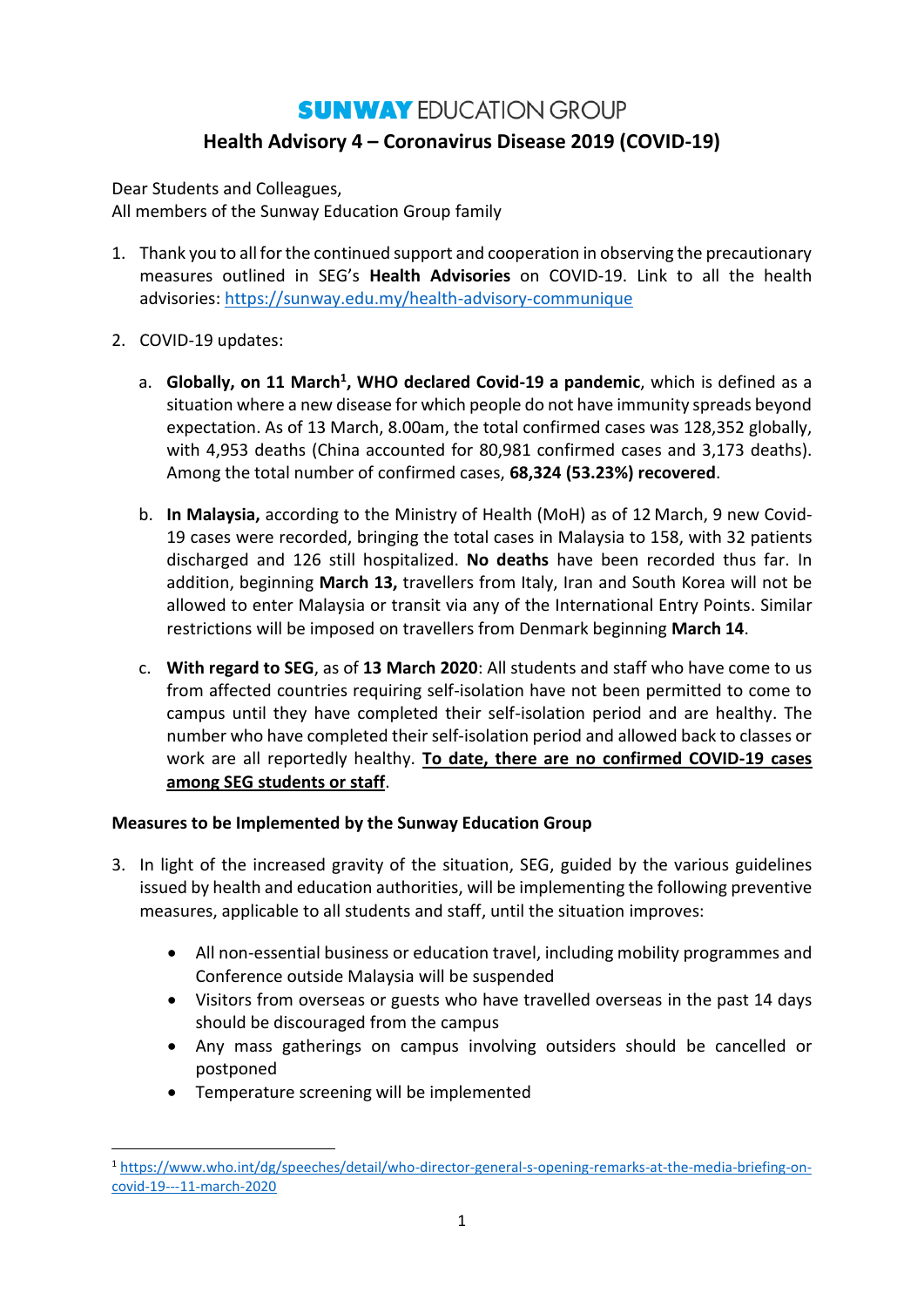# SUNWAY EDUCATION GROUP

## Health Advisory 4 – Coronavirus Disease 2019 (COVID-19)

Dear Students and Colleagues,
All members of the Sunway Education Group family

1. Thank you to all for the continued support and cooperation in observing the precautionary measures outlined in SEG's **Health Advisories** on COVID-19. Link to all the health advisories: https://sunway.edu.my/health-advisory-communique

2. COVID-19 updates:

   a. **Globally, on 11 March[1], WHO declared Covid-19 a pandemic**, which is defined as a situation where a new disease for which people do not have immunity spreads beyond expectation. As of 13 March, 8.00am, the total confirmed cases was 128,352 globally, with 4,953 deaths (China accounted for 80,981 confirmed cases and 3,173 deaths). Among the total number of confirmed cases, **68,324 (53.23%) recovered**.

   b. **In Malaysia,** according to the Ministry of Health (MoH) as of 12 March, 9 new Covid-19 cases were recorded, bringing the total cases in Malaysia to 158, with 32 patients discharged and 126 still hospitalized. **No deaths** have been recorded thus far. In addition, beginning **March 13,** travellers from Italy, Iran and South Korea will not be allowed to enter Malaysia or transit via any of the International Entry Points. Similar restrictions will be imposed on travellers from Denmark beginning **March 14**.

   c. **With regard to SEG**, as of **13 March 2020**: All students and staff who have come to us from affected countries requiring self-isolation have not been permitted to come to campus until they have completed their self-isolation period and are healthy. The number who have completed their self-isolation period and allowed back to classes or work are all reportedly healthy. **To date, there are no confirmed COVID-19 cases among SEG students or staff**.

**Measures to be Implemented by the Sunway Education Group**

3. In light of the increased gravity of the situation, SEG, guided by the various guidelines issued by health and education authorities, will be implementing the following preventive measures, applicable to all students and staff, until the situation improves:

   - All non-essential business or education travel, including mobility programmes and Conference outside Malaysia will be suspended
   - Visitors from overseas or guests who have travelled overseas in the past 14 days should be discouraged from the campus
   - Any mass gatherings on campus involving outsiders should be cancelled or postponed
   - Temperature screening will be implemented

[1] https://www.who.int/dg/speeches/detail/who-director-general-s-opening-remarks-at-the-media-briefing-on-covid-19---11-march-2020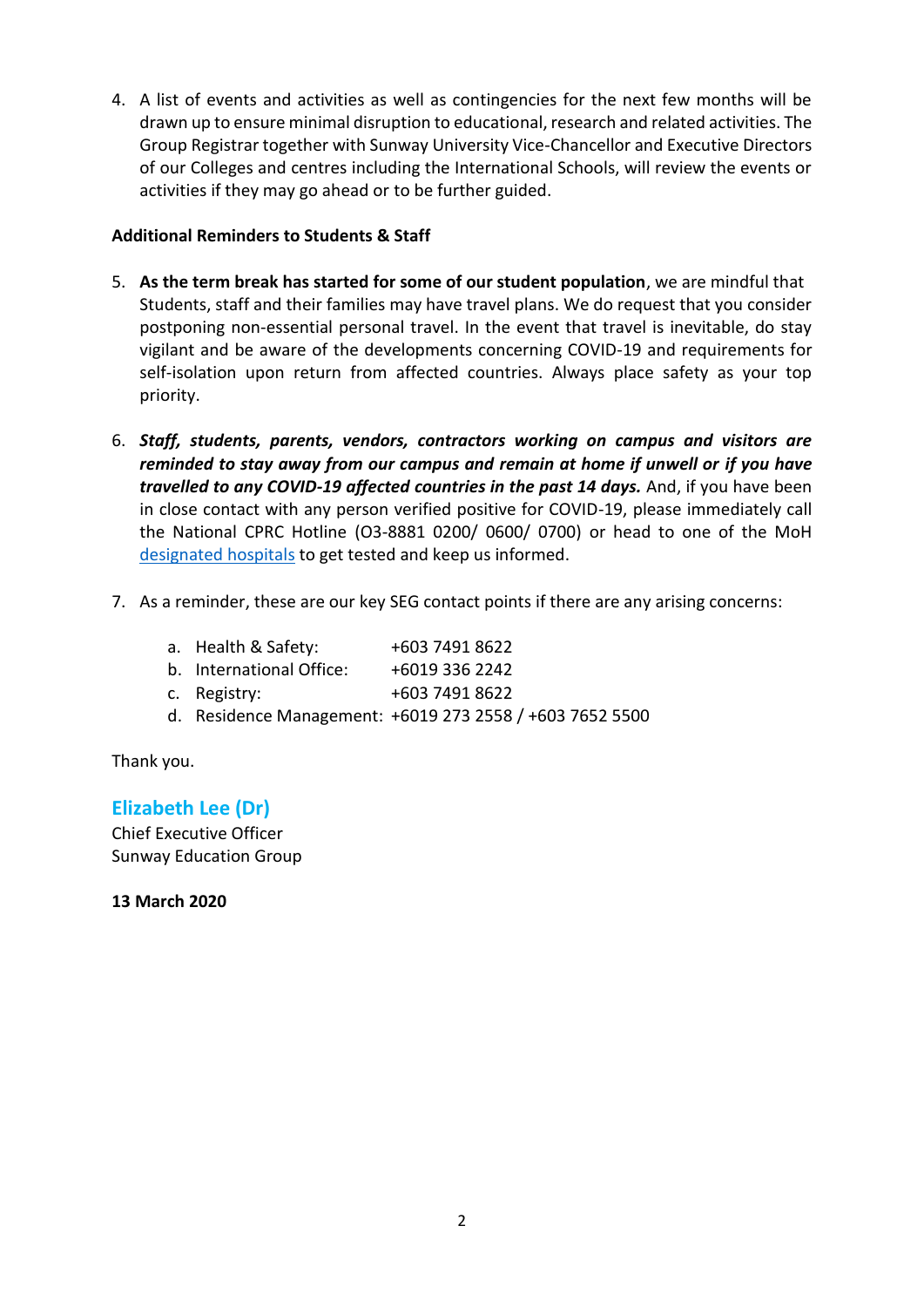4. A list of events and activities as well as contingencies for the next few months will be drawn up to ensure minimal disruption to educational, research and related activities. The Group Registrar together with Sunway University Vice-Chancellor and Executive Directors of our Colleges and centres including the International Schools, will review the events or activities if they may go ahead or to be further guided.

**Additional Reminders to Students & Staff**

5. **As the term break has started for some of our student population**, we are mindful that Students, staff and their families may have travel plans. We do request that you consider postponing non-essential personal travel. In the event that travel is inevitable, do stay vigilant and be aware of the developments concerning COVID-19 and requirements for self-isolation upon return from affected countries. Always place safety as your top priority.

6. ***Staff, students, parents, vendors, contractors working on campus and visitors are reminded to stay away from our campus and remain at home if unwell or if you have travelled to any COVID-19 affected countries in the past 14 days.*** And, if you have been in close contact with any person verified positive for COVID-19, please immediately call the National CPRC Hotline (O3-8881 0200/ 0600/ 0700) or head to one of the MoH designated hospitals to get tested and keep us informed.

7. As a reminder, these are our key SEG contact points if there are any arising concerns:

   a. Health & Safety: +603 7491 8622
   b. International Office: +6019 336 2242
   c. Registry: +603 7491 8622
   d. Residence Management: +6019 273 2558 / +603 7652 5500

Thank you.

**Elizabeth Lee (Dr)**
Chief Executive Officer
Sunway Education Group

**13 March 2020**